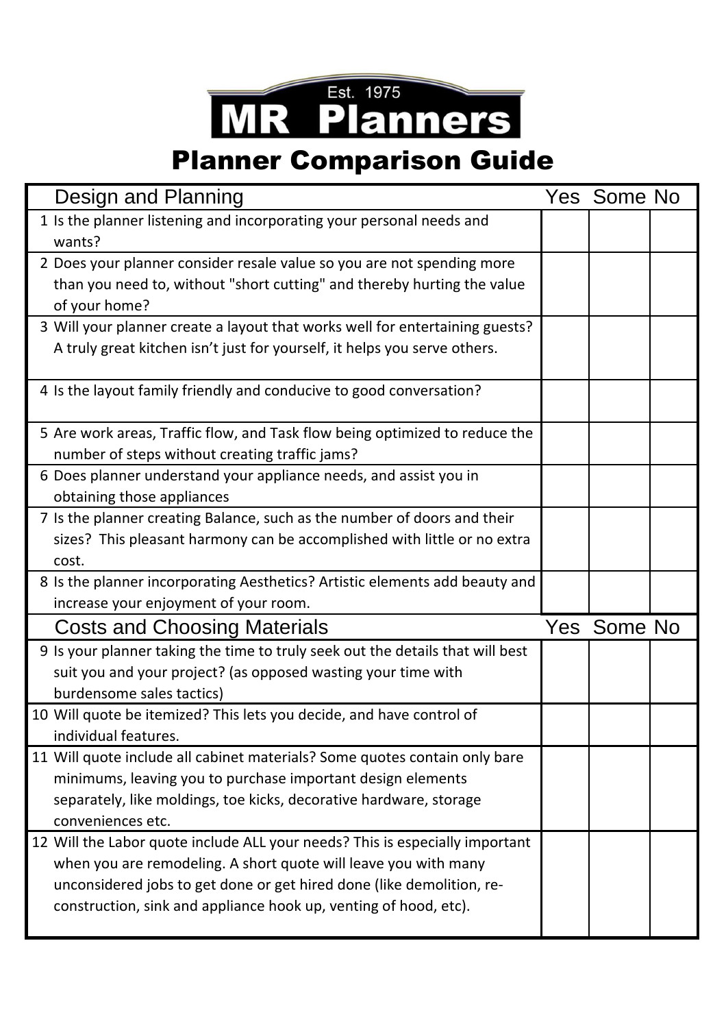Est. 1975

# MR Planners

## Planner Comparison Guide

| Design and Planning | Yes | Some | No |
| --- | --- | --- | --- |
| 1 Is the planner listening and incorporating your personal needs and wants? | | | |
| 2 Does your planner consider resale value so you are not spending more than you need to, without "short cutting" and thereby hurting the value of your home? | | | |
| 3 Will your planner create a layout that works well for entertaining guests? A truly great kitchen isn't just for yourself, it helps you serve others. | | | |
| 4 Is the layout family friendly and conducive to good conversation? | | | |
| 5 Are work areas, Traffic flow, and Task flow being optimized to reduce the number of steps without creating traffic jams? | | | |
| 6 Does planner understand your appliance needs, and assist you in obtaining those appliances | | | |
| 7 Is the planner creating Balance, such as the number of doors and their sizes? This pleasant harmony can be accomplished with little or no extra cost. | | | |
| 8 Is the planner incorporating Aesthetics? Artistic elements add beauty and increase your enjoyment of your room. | | | |
| **Costs and Choosing Materials** | **Yes** | **Some** | **No** |
| 9 Is your planner taking the time to truly seek out the details that will best suit you and your project? (as opposed wasting your time with burdensome sales tactics) | | | |
| 10 Will quote be itemized? This lets you decide, and have control of individual features. | | | |
| 11 Will quote include all cabinet materials? Some quotes contain only bare minimums, leaving you to purchase important design elements separately, like moldings, toe kicks, decorative hardware, storage conveniences etc. | | | |
| 12 Will the Labor quote include ALL your needs? This is especially important when you are remodeling. A short quote will leave you with many unconsidered jobs to get done or get hired done (like demolition, re-construction, sink and appliance hook up, venting of hood, etc). | | | |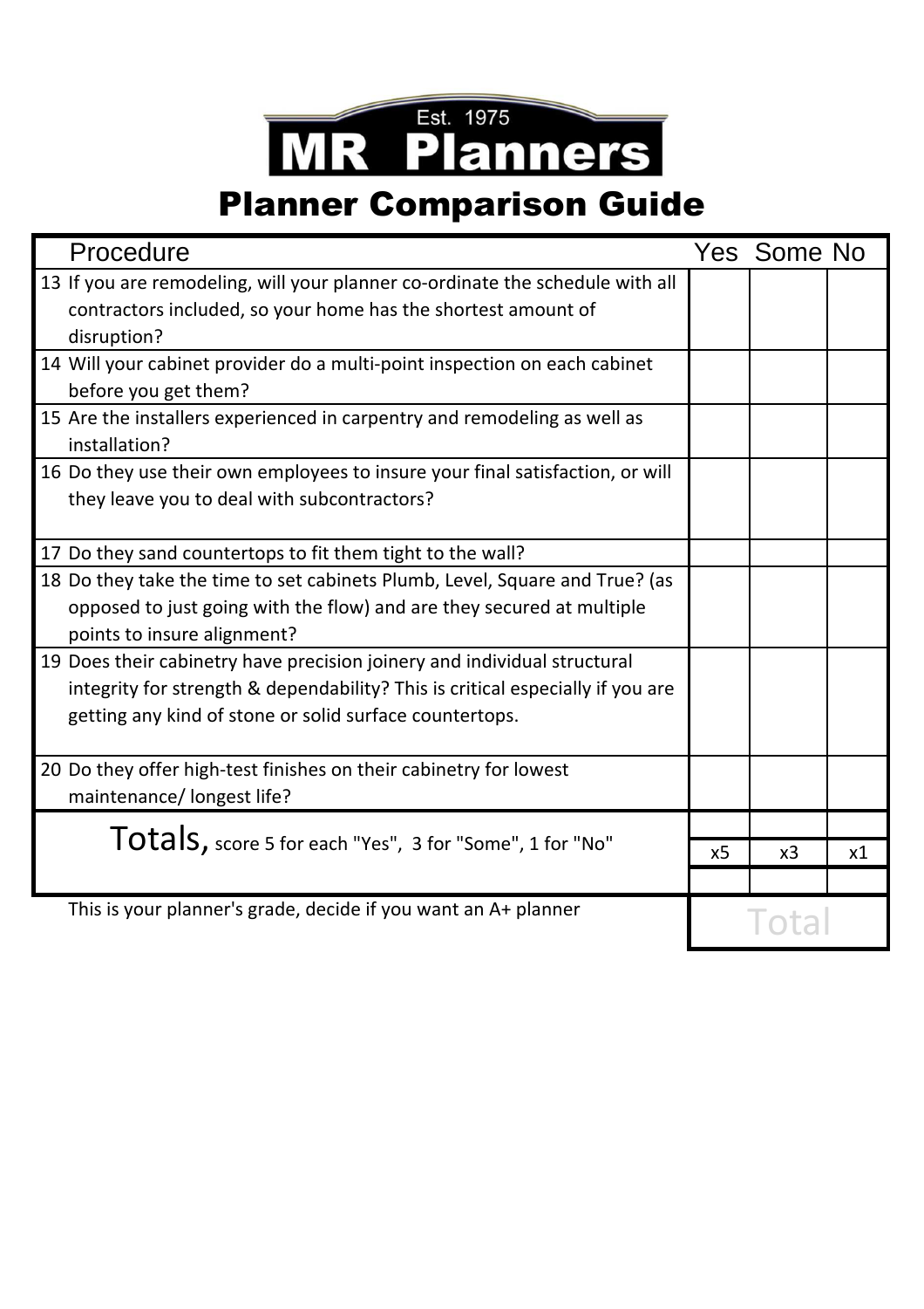Est. 1975

# MR Planners

## Planner Comparison Guide

| | Procedure | Yes | Some | No |
|---|---|---|---|---|
| 13 | If you are remodeling, will your planner co-ordinate the schedule with all contractors included, so your home has the shortest amount of disruption? | | | |
| 14 | Will your cabinet provider do a multi-point inspection on each cabinet before you get them? | | | |
| 15 | Are the installers experienced in carpentry and remodeling as well as installation? | | | |
| 16 | Do they use their own employees to insure your final satisfaction, or will they leave you to deal with subcontractors? | | | |
| 17 | Do they sand countertops to fit them tight to the wall? | | | |
| 18 | Do they take the time to set cabinets Plumb, Level, Square and True? (as opposed to just going with the flow) and are they secured at multiple points to insure alignment? | | | |
| 19 | Does their cabinetry have precision joinery and individual structural integrity for strength & dependability? This is critical especially if you are getting any kind of stone or solid surface countertops. | | | |
| 20 | Do they offer high-test finishes on their cabinetry for lowest maintenance/ longest life? | | | |
| | Totals, score 5 for each "Yes", 3 for "Some", 1 for "No" | | | |
| | | x5 | x3 | x1 |
| | | | | |

This is your planner's grade, decide if you want an A+ planner — Total